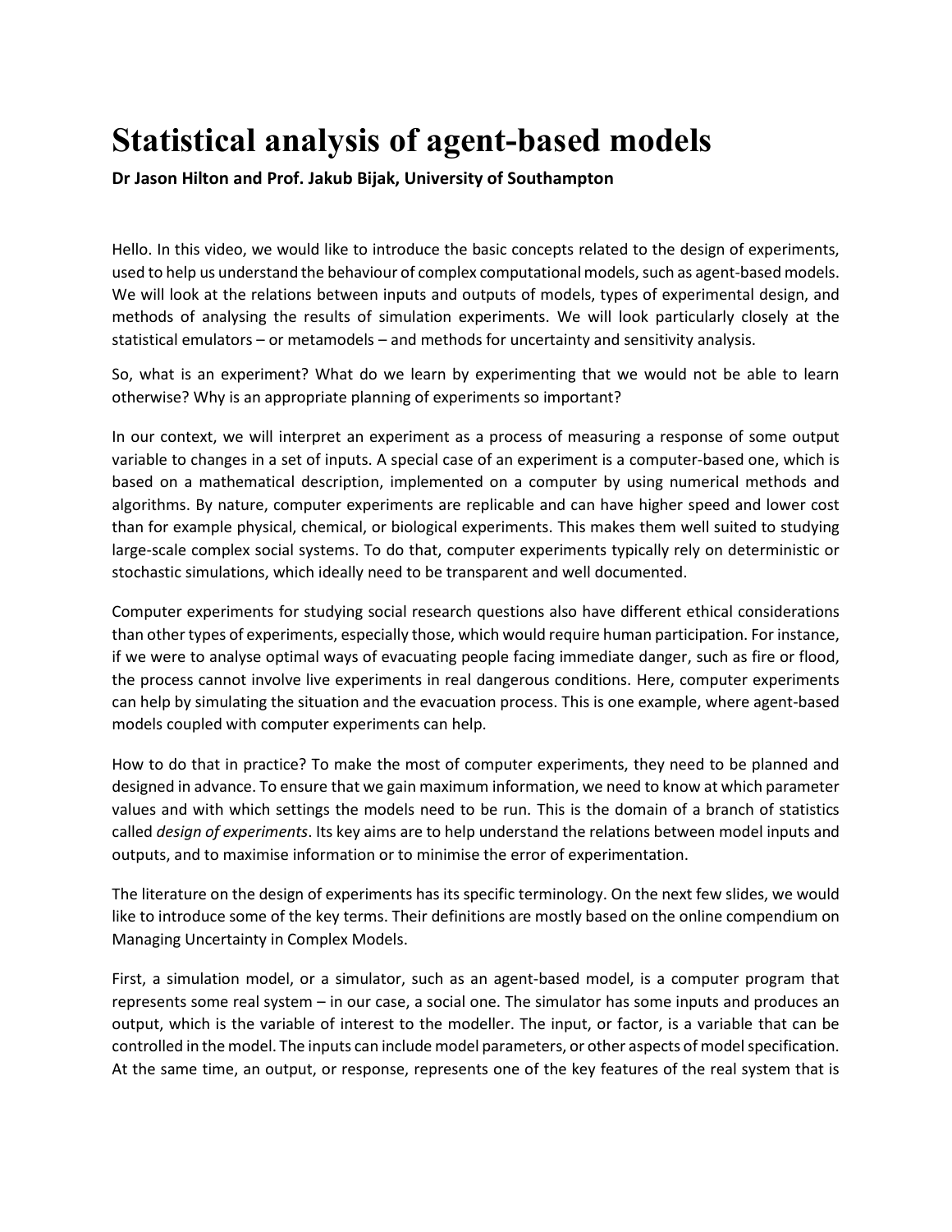# Statistical analysis of agent-based models

**Dr Jason Hilton and Prof. Jakub Bijak, University of Southampton**

Hello. In this video, we would like to introduce the basic concepts related to the design of experiments, used to help us understand the behaviour of complex computational models, such as agent-based models. We will look at the relations between inputs and outputs of models, types of experimental design, and methods of analysing the results of simulation experiments. We will look particularly closely at the statistical emulators – or metamodels – and methods for uncertainty and sensitivity analysis.

So, what is an experiment? What do we learn by experimenting that we would not be able to learn otherwise? Why is an appropriate planning of experiments so important?

In our context, we will interpret an experiment as a process of measuring a response of some output variable to changes in a set of inputs. A special case of an experiment is a computer-based one, which is based on a mathematical description, implemented on a computer by using numerical methods and algorithms. By nature, computer experiments are replicable and can have higher speed and lower cost than for example physical, chemical, or biological experiments. This makes them well suited to studying large-scale complex social systems. To do that, computer experiments typically rely on deterministic or stochastic simulations, which ideally need to be transparent and well documented.

Computer experiments for studying social research questions also have different ethical considerations than other types of experiments, especially those, which would require human participation. For instance, if we were to analyse optimal ways of evacuating people facing immediate danger, such as fire or flood, the process cannot involve live experiments in real dangerous conditions. Here, computer experiments can help by simulating the situation and the evacuation process. This is one example, where agent-based models coupled with computer experiments can help.

How to do that in practice? To make the most of computer experiments, they need to be planned and designed in advance. To ensure that we gain maximum information, we need to know at which parameter values and with which settings the models need to be run. This is the domain of a branch of statistics called *design of experiments*. Its key aims are to help understand the relations between model inputs and outputs, and to maximise information or to minimise the error of experimentation.

The literature on the design of experiments has its specific terminology. On the next few slides, we would like to introduce some of the key terms. Their definitions are mostly based on the online compendium on Managing Uncertainty in Complex Models.

First, a simulation model, or a simulator, such as an agent-based model, is a computer program that represents some real system – in our case, a social one. The simulator has some inputs and produces an output, which is the variable of interest to the modeller. The input, or factor, is a variable that can be controlled in the model. The inputs can include model parameters, or other aspects of model specification. At the same time, an output, or response, represents one of the key features of the real system that is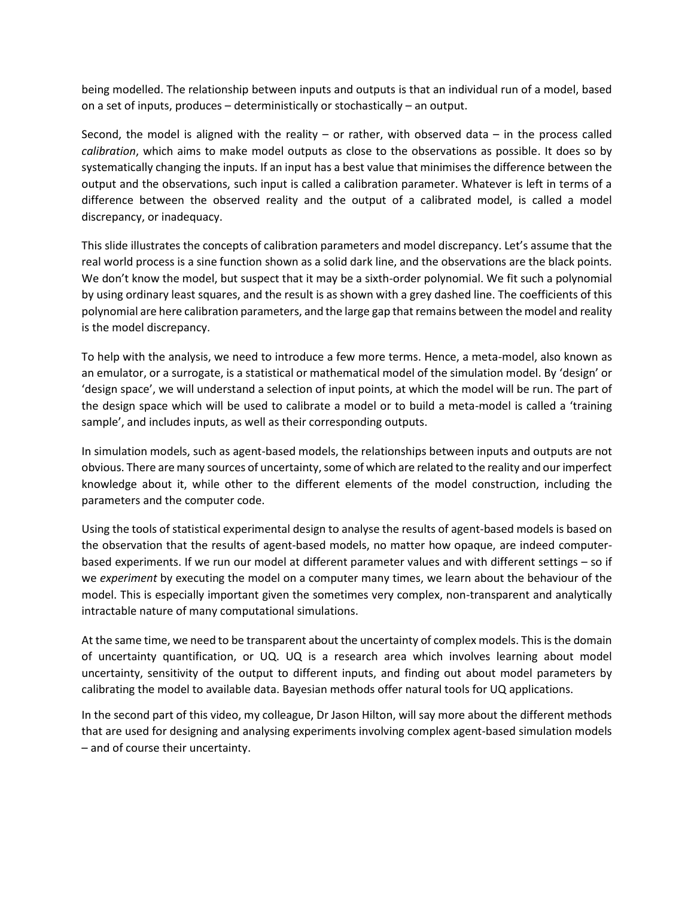being modelled. The relationship between inputs and outputs is that an individual run of a model, based on a set of inputs, produces – deterministically or stochastically – an output.

Second, the model is aligned with the reality – or rather, with observed data – in the process called *calibration*, which aims to make model outputs as close to the observations as possible. It does so by systematically changing the inputs. If an input has a best value that minimises the difference between the output and the observations, such input is called a calibration parameter. Whatever is left in terms of a difference between the observed reality and the output of a calibrated model, is called a model discrepancy, or inadequacy.

This slide illustrates the concepts of calibration parameters and model discrepancy. Let's assume that the real world process is a sine function shown as a solid dark line, and the observations are the black points. We don't know the model, but suspect that it may be a sixth-order polynomial. We fit such a polynomial by using ordinary least squares, and the result is as shown with a grey dashed line. The coefficients of this polynomial are here calibration parameters, and the large gap that remains between the model and reality is the model discrepancy.

To help with the analysis, we need to introduce a few more terms. Hence, a meta-model, also known as an emulator, or a surrogate, is a statistical or mathematical model of the simulation model. By 'design' or 'design space', we will understand a selection of input points, at which the model will be run. The part of the design space which will be used to calibrate a model or to build a meta-model is called a 'training sample', and includes inputs, as well as their corresponding outputs.

In simulation models, such as agent-based models, the relationships between inputs and outputs are not obvious. There are many sources of uncertainty, some of which are related to the reality and our imperfect knowledge about it, while other to the different elements of the model construction, including the parameters and the computer code.

Using the tools of statistical experimental design to analyse the results of agent-based models is based on the observation that the results of agent-based models, no matter how opaque, are indeed computer-based experiments. If we run our model at different parameter values and with different settings – so if we *experiment* by executing the model on a computer many times, we learn about the behaviour of the model. This is especially important given the sometimes very complex, non-transparent and analytically intractable nature of many computational simulations.

At the same time, we need to be transparent about the uncertainty of complex models. This is the domain of uncertainty quantification, or UQ. UQ is a research area which involves learning about model uncertainty, sensitivity of the output to different inputs, and finding out about model parameters by calibrating the model to available data. Bayesian methods offer natural tools for UQ applications.

In the second part of this video, my colleague, Dr Jason Hilton, will say more about the different methods that are used for designing and analysing experiments involving complex agent-based simulation models – and of course their uncertainty.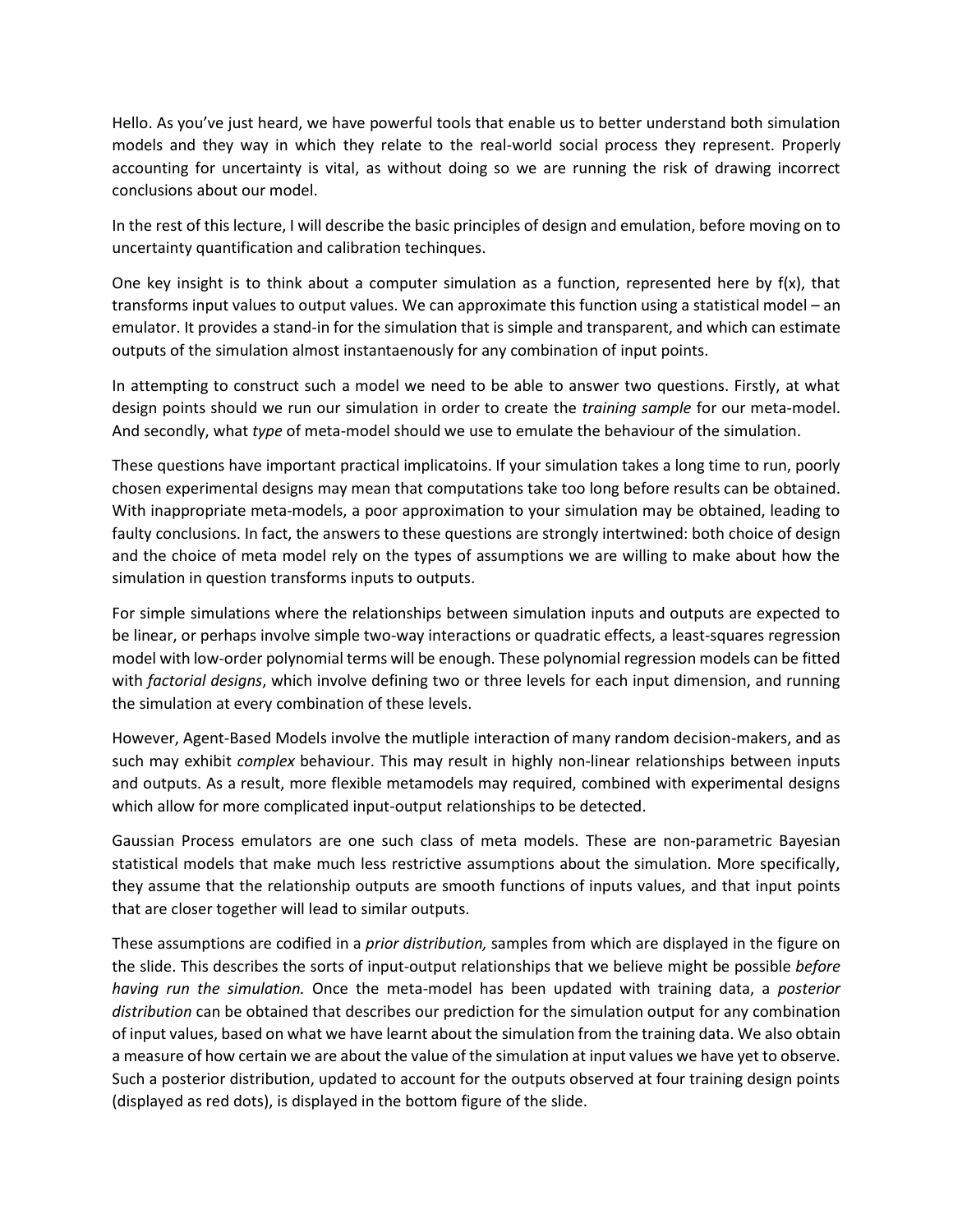Hello. As you've just heard, we have powerful tools that enable us to better understand both simulation models and they way in which they relate to the real-world social process they represent. Properly accounting for uncertainty is vital, as without doing so we are running the risk of drawing incorrect conclusions about our model.

In the rest of this lecture, I will describe the basic principles of design and emulation, before moving on to uncertainty quantification and calibration techinques.

One key insight is to think about a computer simulation as a function, represented here by f(x), that transforms input values to output values. We can approximate this function using a statistical model – an emulator. It provides a stand-in for the simulation that is simple and transparent, and which can estimate outputs of the simulation almost instantaenously for any combination of input points.

In attempting to construct such a model we need to be able to answer two questions. Firstly, at what design points should we run our simulation in order to create the *training sample* for our meta-model. And secondly, what *type* of meta-model should we use to emulate the behaviour of the simulation.

These questions have important practical implicatoins. If your simulation takes a long time to run, poorly chosen experimental designs may mean that computations take too long before results can be obtained. With inappropriate meta-models, a poor approximation to your simulation may be obtained, leading to faulty conclusions. In fact, the answers to these questions are strongly intertwined: both choice of design and the choice of meta model rely on the types of assumptions we are willing to make about how the simulation in question transforms inputs to outputs.

For simple simulations where the relationships between simulation inputs and outputs are expected to be linear, or perhaps involve simple two-way interactions or quadratic effects, a least-squares regression model with low-order polynomial terms will be enough. These polynomial regression models can be fitted with *factorial designs*, which involve defining two or three levels for each input dimension, and running the simulation at every combination of these levels.

However, Agent-Based Models involve the mutliple interaction of many random decision-makers, and as such may exhibit *complex* behaviour. This may result in highly non-linear relationships between inputs and outputs. As a result, more flexible metamodels may required, combined with experimental designs which allow for more complicated input-output relationships to be detected.

Gaussian Process emulators are one such class of meta models. These are non-parametric Bayesian statistical models that make much less restrictive assumptions about the simulation. More specifically, they assume that the relationship outputs are smooth functions of inputs values, and that input points that are closer together will lead to similar outputs.

These assumptions are codified in a *prior distribution,* samples from which are displayed in the figure on the slide. This describes the sorts of input-output relationships that we believe might be possible *before having run the simulation.* Once the meta-model has been updated with training data, a *posterior distribution* can be obtained that describes our prediction for the simulation output for any combination of input values, based on what we have learnt about the simulation from the training data. We also obtain a measure of how certain we are about the value of the simulation at input values we have yet to observe. Such a posterior distribution, updated to account for the outputs observed at four training design points (displayed as red dots), is displayed in the bottom figure of the slide.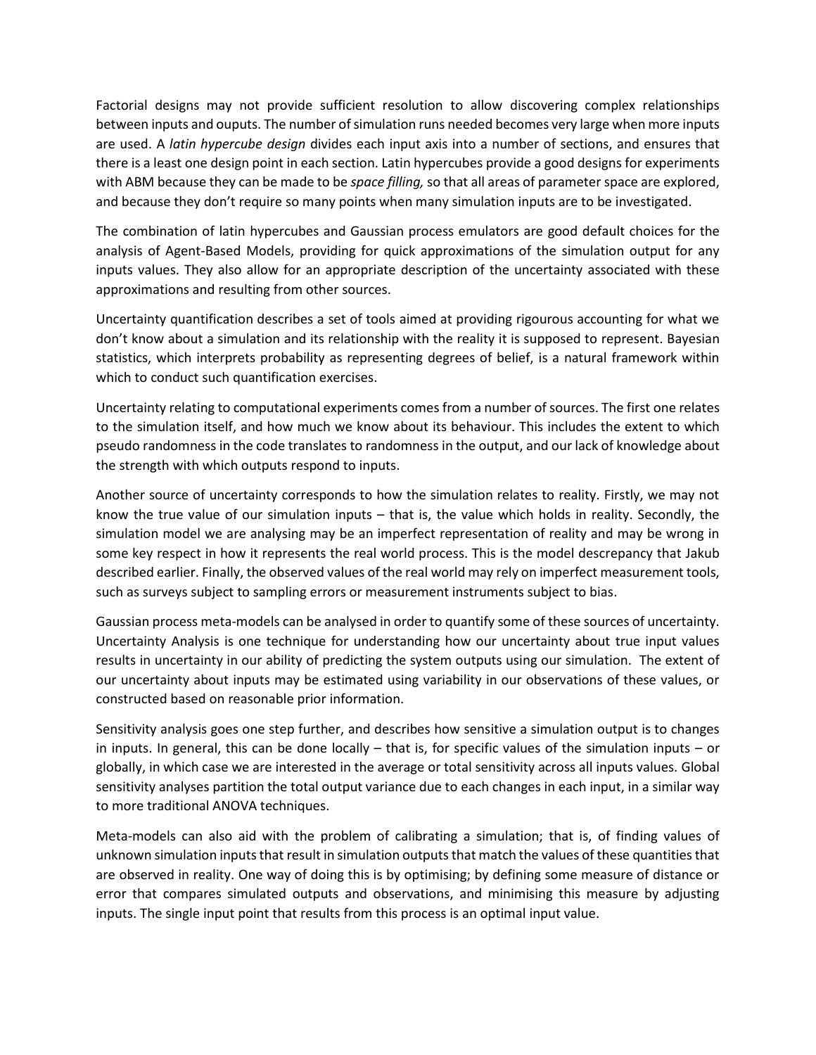Factorial designs may not provide sufficient resolution to allow discovering complex relationships between inputs and ouputs. The number of simulation runs needed becomes very large when more inputs are used. A *latin hypercube design* divides each input axis into a number of sections, and ensures that there is a least one design point in each section. Latin hypercubes provide a good designs for experiments with ABM because they can be made to be *space filling,* so that all areas of parameter space are explored, and because they don't require so many points when many simulation inputs are to be investigated.

The combination of latin hypercubes and Gaussian process emulators are good default choices for the analysis of Agent-Based Models, providing for quick approximations of the simulation output for any inputs values. They also allow for an appropriate description of the uncertainty associated with these approximations and resulting from other sources.

Uncertainty quantification describes a set of tools aimed at providing rigourous accounting for what we don't know about a simulation and its relationship with the reality it is supposed to represent. Bayesian statistics, which interprets probability as representing degrees of belief, is a natural framework within which to conduct such quantification exercises.

Uncertainty relating to computational experiments comes from a number of sources. The first one relates to the simulation itself, and how much we know about its behaviour. This includes the extent to which pseudo randomness in the code translates to randomness in the output, and our lack of knowledge about the strength with which outputs respond to inputs.

Another source of uncertainty corresponds to how the simulation relates to reality. Firstly, we may not know the true value of our simulation inputs – that is, the value which holds in reality. Secondly, the simulation model we are analysing may be an imperfect representation of reality and may be wrong in some key respect in how it represents the real world process. This is the model descrepancy that Jakub described earlier. Finally, the observed values of the real world may rely on imperfect measurement tools, such as surveys subject to sampling errors or measurement instruments subject to bias.

Gaussian process meta-models can be analysed in order to quantify some of these sources of uncertainty. Uncertainty Analysis is one technique for understanding how our uncertainty about true input values results in uncertainty in our ability of predicting the system outputs using our simulation. The extent of our uncertainty about inputs may be estimated using variability in our observations of these values, or constructed based on reasonable prior information.

Sensitivity analysis goes one step further, and describes how sensitive a simulation output is to changes in inputs. In general, this can be done locally – that is, for specific values of the simulation inputs – or globally, in which case we are interested in the average or total sensitivity across all inputs values. Global sensitivity analyses partition the total output variance due to each changes in each input, in a similar way to more traditional ANOVA techniques.

Meta-models can also aid with the problem of calibrating a simulation; that is, of finding values of unknown simulation inputs that result in simulation outputs that match the values of these quantities that are observed in reality. One way of doing this is by optimising; by defining some measure of distance or error that compares simulated outputs and observations, and minimising this measure by adjusting inputs. The single input point that results from this process is an optimal input value.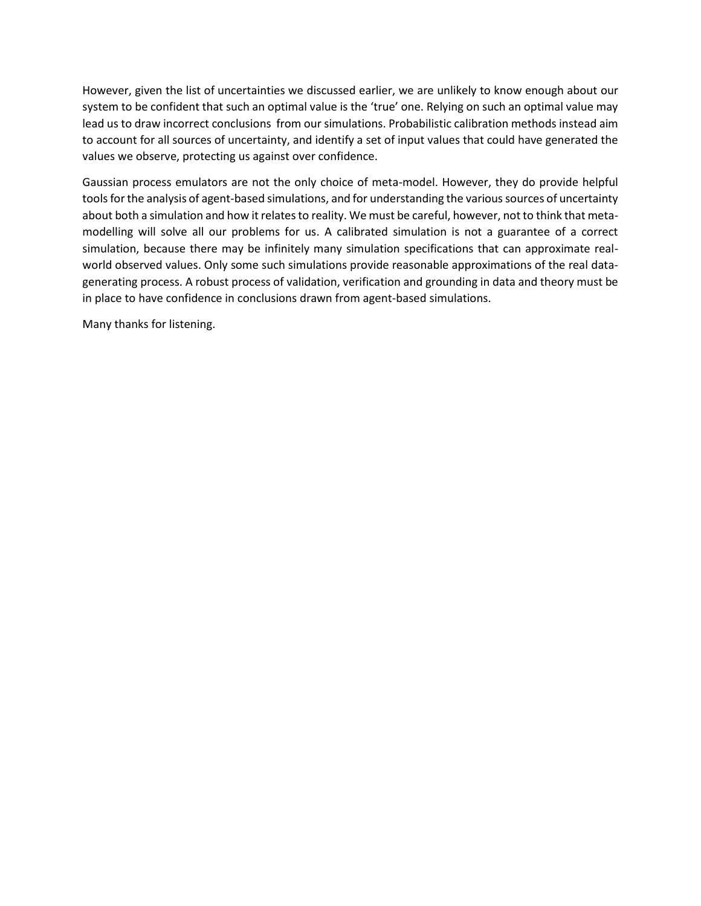However, given the list of uncertainties we discussed earlier, we are unlikely to know enough about our system to be confident that such an optimal value is the 'true' one. Relying on such an optimal value may lead us to draw incorrect conclusions from our simulations. Probabilistic calibration methods instead aim to account for all sources of uncertainty, and identify a set of input values that could have generated the values we observe, protecting us against over confidence.

Gaussian process emulators are not the only choice of meta-model. However, they do provide helpful tools for the analysis of agent-based simulations, and for understanding the various sources of uncertainty about both a simulation and how it relates to reality. We must be careful, however, not to think that meta-modelling will solve all our problems for us. A calibrated simulation is not a guarantee of a correct simulation, because there may be infinitely many simulation specifications that can approximate real-world observed values. Only some such simulations provide reasonable approximations of the real data-generating process. A robust process of validation, verification and grounding in data and theory must be in place to have confidence in conclusions drawn from agent-based simulations.

Many thanks for listening.